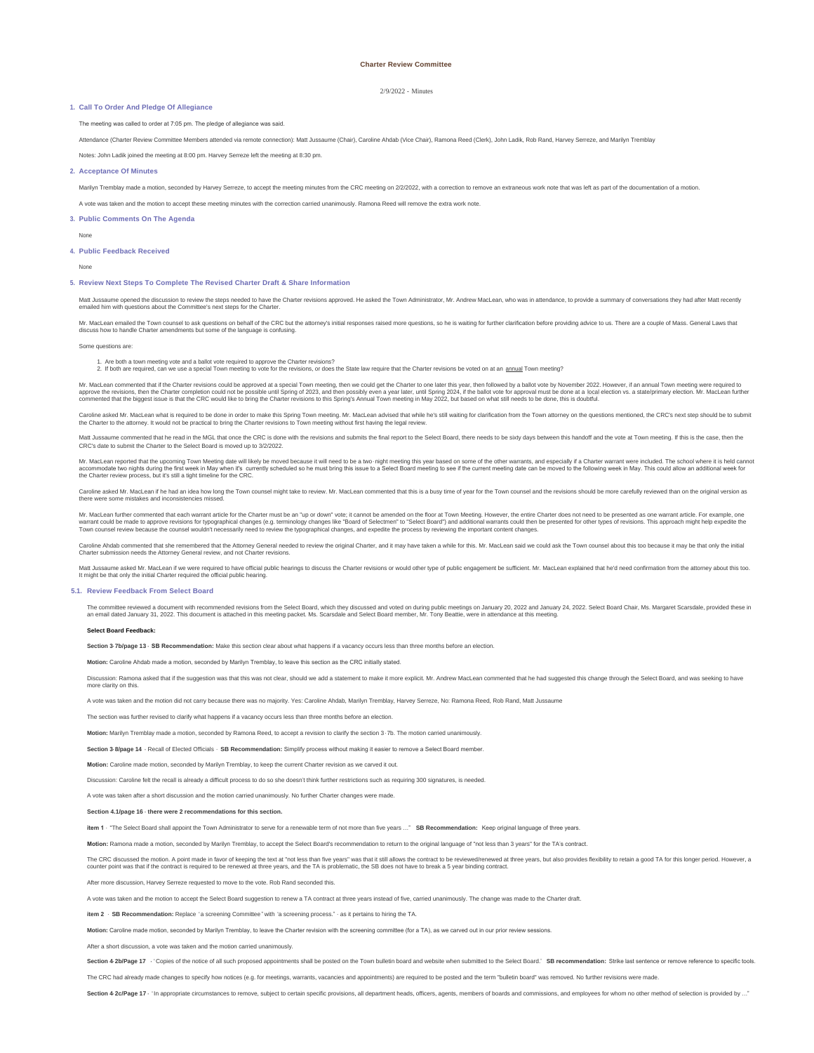# Charter Review Committee

2/9/2022 - Minutes

## 1. Call To Order And Pledge Of Allegiance

The meeting was called to order at 7:05 pm. The pledge of allegiance was said.

Attendance (Charter Review Committee Members attended via remote connection): Matt Jussaume (Chair), Caroline Ahdab (Vice Chair), Ramona Reed (Clerk), John Ladik, Rob Rand, Harvey Serreze, and Marilyn Tremblay

Notes: John Ladik joined the meeting at 8:00 pm. Harvey Serreze left the meeting at 8:30 pm.

## 2. Acceptance Of Minutes

Marilyn Tremblay made a motion, seconded by Harvey Serreze, to accept the meeting minutes from the CRC meeting on 2/2/2022, with a correction to remove an extraneous work note that was left as part of the documentation of a motion.

A vote was taken and the motion to accept these meeting minutes with the correction carried unanimously. Ramona Reed will remove the extra work note.

## 3. Public Comments On The Agenda

None

## 4. Public Feedback Received

None

## 5. Review Next Steps To Complete The Revised Charter Draft & Share Information

Matt Jussaume opened the discussion to review the steps needed to have the Charter revisions approved. He asked the Town Administrator, Mr. Andrew MacLean, who was in attendance, to provide a summary of conversations they had after Matt recently emailed him with questions about the Committee's next steps for the Charter.

Mr. MacLean emailed the Town counsel to ask questions on behalf of the CRC but the attorney's initial responses raised more questions, so he is waiting for further clarification before providing advice to us. There are a couple of Mass. General Laws that discuss how to handle Charter amendments but some of the language is confusing.

Some questions are:

1. Are both a town meeting vote and a ballot vote required to approve the Charter revisions?
2. If both are required, can we use a special Town meeting to vote for the revisions, or does the State law require that the Charter revisions be voted on at an annual Town meeting?

Mr. MacLean commented that if the Charter revisions could be approved at a special Town meeting, then we could get the Charter to one later this year, then followed by a ballot vote by November 2022. However, if an annual Town meeting were required to approve the revisions, then the Charter completion could not be possible until Spring of 2023, and then possibly even a year later, until Spring 2024, if the ballot vote for approval must be done at a local election vs. a state/primary election. Mr. MacLean further commented that the biggest issue is that the CRC would like to bring the Charter revisions to this Spring's Annual Town meeting in May 2022, but based on what still needs to be done, this is doubtful.

Caroline asked Mr. MacLean what is required to be done in order to make this Spring Town meeting. Mr. MacLean advised that while he's still waiting for clarification from the Town attorney on the questions mentioned, the CRC's next step should be to submit the Charter to the attorney. It would not be practical to bring the Charter revisions to Town meeting without first having the legal review.

Matt Jussaume commented that he read in the MGL that once the CRC is done with the revisions and submits the final report to the Select Board, there needs to be sixty days between this handoff and the vote at Town meeting. If this is the case, then the CRC's date to submit the Charter to the Select Board is moved up to 3/2/2022.

Mr. MacLean reported that the upcoming Town Meeting date will likely be moved because it will need to be a two-night meeting this year based on some of the other warrants, and especially if a Charter warrant were included. The school where it is held cannot accommodate two nights during the first week in May when it's currently scheduled so he must bring this issue to a Select Board meeting to see if the current meeting date can be moved to the following week in May. This could allow an additional week for the Charter review process, but it's still a tight timeline for the CRC.

Caroline asked Mr. MacLean if he had an idea how long the Town counsel might take to review. Mr. MacLean commented that this is a busy time of year for the Town counsel and the revisions should be more carefully reviewed than on the original version as there were some mistakes and inconsistencies missed.

Mr. MacLean further commented that each warrant article for the Charter must be an "up or down" vote; it cannot be amended on the floor at Town Meeting. However, the entire Charter does not need to be presented as one warrant article. For example, one warrant could be made to approve revisions for typographical changes (e.g. terminology changes like "Board of Selectmen" to "Select Board") and additional warrants could then be presented for other types of revisions. This approach might help expedite the Town counsel review because the counsel wouldn't necessarily need to review the typographical changes, and expedite the process by reviewing the important content changes.

Caroline Ahdab commented that she remembered that the Attorney General needed to review the original Charter, and it may have taken a while for this. Mr. MacLean said we could ask the Town counsel about this too because it may be that only the initial Charter submission needs the Attorney General review, and not Charter revisions.

Matt Jussaume asked Mr. MacLean if we were required to have official public hearings to discuss the Charter revisions or would other type of public engagement be sufficient. Mr. MacLean explained that he'd need confirmation from the attorney about this too. It might be that only the initial Charter required the official public hearing.

### 5.1. Review Feedback From Select Board

The committee reviewed a document with recommended revisions from the Select Board, which they discussed and voted on during public meetings on January 20, 2022 and January 24, 2022. Select Board Chair, Ms. Margaret Scarsdale, provided these in an email dated January 31, 2022. This document is attached in this meeting packet. Ms. Scarsdale and Select Board member, Mr. Tony Beattie, were in attendance at this meeting.

**Select Board Feedback:**

**Section 3-7b/page 13 - SB Recommendation:** Make this section clear about what happens if a vacancy occurs less than three months before an election.

**Motion:** Caroline Ahdab made a motion, seconded by Marilyn Tremblay, to leave this section as the CRC initially stated.

Discussion: Ramona asked that if the suggestion was that this was not clear, should we add a statement to make it more explicit. Mr. Andrew MacLean commented that he had suggested this change through the Select Board, and was seeking to have more clarity on this.

A vote was taken and the motion did not carry because there was no majority. Yes: Caroline Ahdab, Marilyn Tremblay, Harvey Serreze, No: Ramona Reed, Rob Rand, Matt Jussaume

The section was further revised to clarify what happens if a vacancy occurs less than three months before an election.

**Motion:** Marilyn Tremblay made a motion, seconded by Ramona Reed, to accept a revision to clarify the section 3-7b. The motion carried unanimously.

**Section 3-8/page 14** - Recall of Elected Officials - **SB Recommendation:** Simplify process without making it easier to remove a Select Board member.

**Motion:** Caroline made motion, seconded by Marilyn Tremblay, to keep the current Charter revision as we carved it out.

Discussion: Caroline felt the recall is already a difficult process to do so she doesn't think further restrictions such as requiring 300 signatures, is needed.

A vote was taken after a short discussion and the motion carried unanimously. No further Charter changes were made.

**Section 4.1/page 16 - there were 2 recommendations for this section.**

**item 1** - "The Select Board shall appoint the Town Administrator to serve for a renewable term of not more than five years ..." **SB Recommendation:** Keep original language of three years.

**Motion:** Ramona made a motion, seconded by Marilyn Tremblay, to accept the Select Board's recommendation to return to the original language of "not less than 3 years" for the TA's contract.

The CRC discussed the motion. A point made in favor of keeping the text at "not less than five years" was that it still allows the contract to be reviewed/renewed at three years, but also provides flexibility to retain a good TA for this longer period. However, a counter point was that if the contract is required to be renewed at three years, and the TA is problematic, the SB does not have to break a 5 year binding contract.

After more discussion, Harvey Serreze requested to move to the vote. Rob Rand seconded this.

A vote was taken and the motion to accept the Select Board suggestion to renew a TA contract at three years instead of five, carried unanimously. The change was made to the Charter draft.

**item 2** - **SB Recommendation:** Replace "a screening Committee" with "a screening process." - as it pertains to hiring the TA.

**Motion:** Caroline made motion, seconded by Marilyn Tremblay, to leave the Charter revision with the screening committee (for a TA), as we carved out in our prior review sessions.

After a short discussion, a vote was taken and the motion carried unanimously.

**Section 4-2b/Page 17** - "Copies of the notice of all such proposed appointments shall be posted on the Town bulletin board and website when submitted to the Select Board." **SB recommendation:** Strike last sentence or remove reference to specific tools.

The CRC had already made changes to specify how notices (e.g. for meetings, warrants, vacancies and appointments) are required to be posted and the term "bulletin board" was removed. No further revisions were made.

**Section 4-2c/Page 17** - "In appropriate circumstances to remove, subject to certain specific provisions, all department heads, officers, agents, members of boards and commissions, and employees for whom no other method of selection is provided by ..."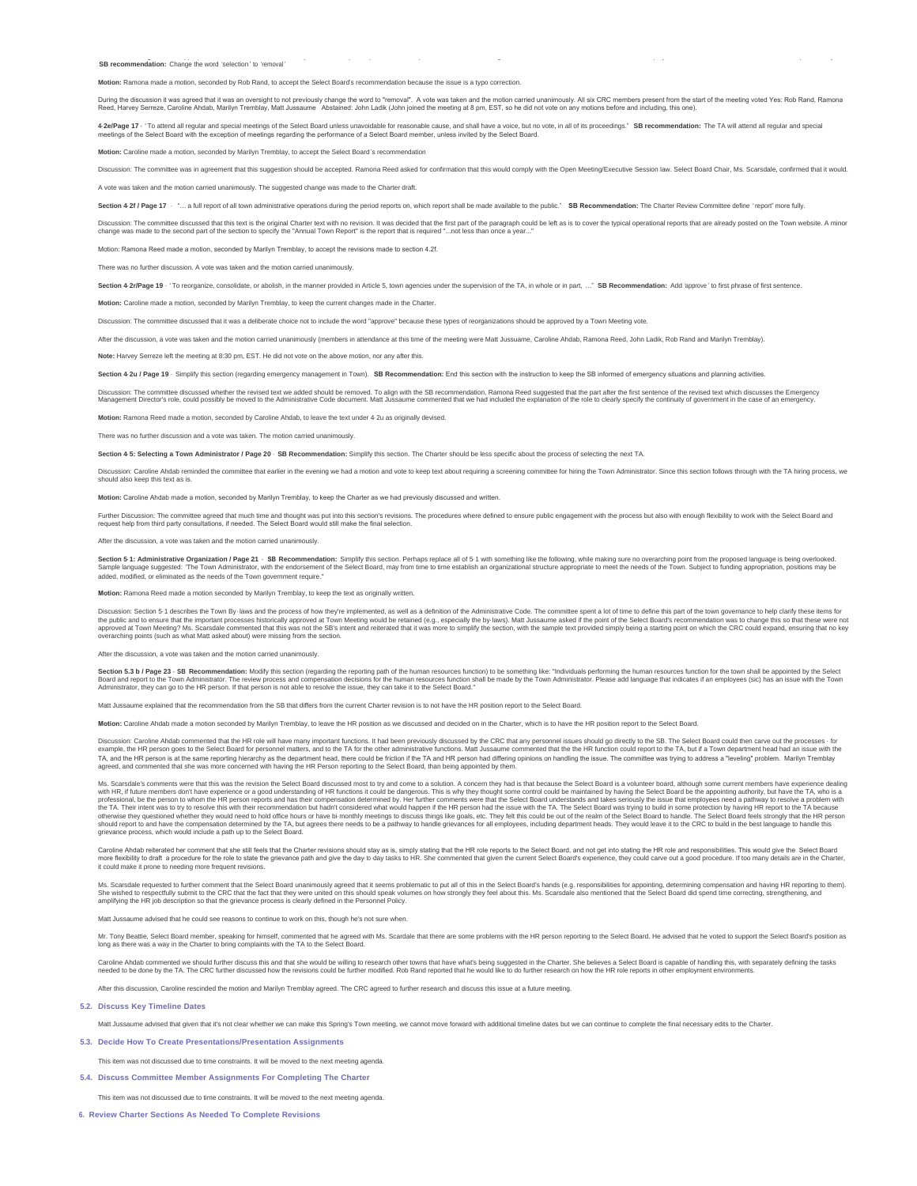**SB recommendation:** Change the word 'selection' to 'removal'

**Motion:** Ramona made a motion, seconded by Rob Rand, to accept the Select Board's recommendation because the issue is a typo correction.

During the discussion it was agreed that it was an oversight to not previously change the word to "removal". A vote was taken and the motion carried unanimously. All six CRC members present from the start of the meeting voted Yes: Rob Rand, Ramona Reed, Harvey Serreze, Caroline Ahdab, Marilyn Tremblay, Matt Jussaume Abstained: John Ladik (John joined the meeting at 8 pm, EST, so he did not vote on any motions before and including, this one).

**4-2e/Page 17** - 'To attend all regular and special meetings of the Select Board unless unavoidable for reasonable cause, and shall have a voice, but no vote, in all of its proceedings.' **SB recommendation:** The TA will attend all regular and special meetings of the Select Board with the exception of meetings regarding the performance of a Select Board member, unless invited by the Select Board.

**Motion:** Caroline made a motion, seconded by Marilyn Tremblay, to accept the Select Board's recommendation

Discussion: The committee was in agreement that this suggestion should be accepted. Ramona Reed asked for confirmation that this would comply with the Open Meeting/Executive Session law. Select Board Chair, Ms. Scarsdale, confirmed that it would.

A vote was taken and the motion carried unanimously. The suggested change was made to the Charter draft.

**Section 4-2f / Page 17** - "… a full report of all town administrative operations during the period reports on, which report shall be made available to the public." **SB Recommendation:** The Charter Review Committee define 'report" more fully.

Discussion: The committee discussed that this text is the original Charter text with no revision. It was decided that the first part of the paragraph could be left as is to cover the typical operational reports that are already posted on the Town website. A minor change was made to the second part of the section to specify the "Annual Town Report" is the report that is required "...not less than once a year..."

Motion: Ramona Reed made a motion, seconded by Marilyn Tremblay, to accept the revisions made to section 4.2f.

There was no further discussion. A vote was taken and the motion carried unanimously.

**Section 4-2r/Page 19** - 'To reorganize, consolidate, or abolish, in the manner provided in Article 5, town agencies under the supervision of the TA, in whole or in part, …" **SB Recommendation:** Add 'approve' to first phrase of first sentence.

**Motion:** Caroline made a motion, seconded by Marilyn Tremblay, to keep the current changes made in the Charter.

Discussion: The committee discussed that it was a deliberate choice not to include the word "approve" because these types of reorganizations should be approved by a Town Meeting vote.

After the discussion, a vote was taken and the motion carried unanimously (members in attendance at this time of the meeting were Matt Jussaume, Caroline Ahdab, Ramona Reed, John Ladik, Rob Rand and Marilyn Tremblay).

**Note:** Harvey Serreze left the meeting at 8:30 pm, EST. He did not vote on the above motion, nor any after this.

**Section 4-2u / Page 19** - Simplify this section (regarding emergency management in Town). **SB Recommendation:** End this section with the instruction to keep the SB informed of emergency situations and planning activities.

Discussion: The committee discussed whether the revised text we added should be removed. To align with the SB recommendation, Ramona Reed suggested that the part after the first sentence of the revised text which discusses the Emergency Management Director's role, could possibly be moved to the Administrative Code document. Matt Jussaume commented that we had included the explanation of the role to clearly specify the continuity of government in the case of an emergency.

**Motion:** Ramona Reed made a motion, seconded by Caroline Ahdab, to leave the text under 4-2u as originally devised.

There was no further discussion and a vote was taken. The motion carried unanimously.

**Section 4-5: Selecting a Town Administrator / Page 20** - **SB Recommendation:** Simplify this section. The Charter should be less specific about the process of selecting the next TA.

Discussion: Caroline Ahdab reminded the committee that earlier in the evening we had a motion and vote to keep text about requiring a screening committee for hiring the Town Administrator. Since this section follows through with the TA hiring process, we should also keep this text as is.

**Motion:** Caroline Ahdab made a motion, seconded by Marilyn Tremblay, to keep the Charter as we had previously discussed and written.

Further Discussion: The committee agreed that much time and thought was put into this section's revisions. The procedures where defined to ensure public engagement with the process but also with enough flexibility to work with the Select Board and request help from third party consultations, if needed. The Select Board would still make the final selection.

After the discussion, a vote was taken and the motion carried unanimously.

**Section 5-1: Administrative Organization / Page 21** - **SB Recommendation:** Simplify this section. Perhaps replace all of 5-1 with something like the following, while making sure no overarching point from the proposed language is being overlooked. Sample language suggested: 'The Town Administrator, with the endorsement of the Select Board, may from time to time establish an organizational structure appropriate to meet the needs of the Town. Subject to funding appropriation, positions may be added, modified, or eliminated as the needs of the Town government require."

**Motion:** Ramona Reed made a motion seconded by Marilyn Tremblay, to keep the text as originally written.

Discussion: Section 5-1 describes the Town By-laws and the process of how they're implemented, as well as a definition of the Administrative Code. The committee spent a lot of time to define this part of the town governance to help clarify these items for the public and to ensure that the important processes historically approved at Town Meeting would be retained (e.g., especially the by-laws). Matt Jussaume asked if the point of the Select Board's recommendation was to change this so that these were not approved at Town Meeting? Ms. Scarsdale commented that this was not the SB's intent and reiterated that it was more to simplify the section, with the sample text provided simply being a starting point on which the CRC could expand, ensuring that no key overarching points (such as what Matt asked about) were missing from the section.

After the discussion, a vote was taken and the motion carried unanimously.

**Section 5.3 b / Page 23** - **SB Recommendation:** Modify this section (regarding the reporting path of the human resources function) to be something like: "Individuals performing the human resources function for the town shall be appointed by the Select Board and report to the Town Administrator. The review process and compensation decisions for the human resources function shall be made by the Town Administrator. Please add language that indicates if an employees (sic) has an issue with the Town Administrator, they can go to the HR person. If that person is not able to resolve the issue, they can take it to the Select Board."

Matt Jussaume explained that the recommendation from the SB that differs from the current Charter revision is to not have the HR position report to the Select Board.

**Motion:** Caroline Ahdab made a motion seconded by Marilyn Tremblay, to leave the HR position as we discussed and decided on in the Charter, which is to have the HR position report to the Select Board.

Discussion: Caroline Ahdab commented that the HR role will have many important functions. It had been previously discussed by the CRC that any personnel issues should go directly to the SB. The Select Board could then carve out the processes - for example, the HR person goes to the Select Board for personnel matters, and to the TA for the other administrative functions. Matt Jussaume commented that the the HR function could report to the TA, but if a Town department head has an issue with the TA, and the HR person is at the same reporting hierarchy as the department head, there could be friction if the TA and HR person had differing opinions on handling the issue. The committee was trying to address a "leveling" problem. Marilyn Tremblay agreed, and commented that she was more concerned with having the HR Person reporting to the Select Board, than being appointed by them.

Ms. Scarsdale's comments were that this was the revision the Select Board discussed most to try and come to a solution. A concern they had is that because the Select Board is a volunteer board, although some current members have experience dealing with HR, if future members don't have experience or a good understanding of HR functions it could be dangerous. This is why they thought some control could be maintained by having the Select Board be the appointing authority, but have the TA, who is a professional, be the person to whom the HR person reports and has their compensation determined by. Her further comments were that the Select Board understands and takes seriously the issue that employees need a pathway to resolve a problem with the TA. Their intent was to try to resolve this with their recommendation but hadn't considered what would happen if the HR person had the issue with the TA. The Select Board was trying to build in some protection by having HR report to the TA because otherwise they questioned whether they would need to hold office hours or have bi-monthly meetings to discuss things like goals, etc. They felt this could be out of the realm of the Select Board to handle. The Select Board feels strongly that the HR person should report to and have the compensation determined by the TA, but agrees there needs to be a pathway to handle grievances for all employees, including department heads. They would leave it to the CRC to build in the best language to handle this grievance process, which would include a path up to the Select Board.

Caroline Ahdab reiterated her comment that she still feels that the Charter revisions should stay as is, simply stating that the HR role reports to the Select Board, and not get into stating the HR role and responsibilities. This would give the Select Board more flexibility to draft a procedure for the role to state the grievance path and give the day-to-day tasks to HR. She commented that given the current Select Board's experience, they could carve out a good procedure. If too many details are in the Charter, it could make it prone to needing more frequent revisions.

Ms. Scarsdale requested to further comment that the Select Board unanimously agreed that it seems problematic to put all of this in the Select Board's hands (e.g. responsibilities for appointing, determining compensation and having HR reporting to them). She wished to respectfully submit to the CRC that the fact that they were united on this should speak volumes on how strongly they feel about this. Ms. Scarsdale also mentioned that the Select Board did spend time correcting, strengthening, and amplifying the HR job description so that the grievance process is clearly defined in the Personnel Policy.

Matt Jussaume advised that he could see reasons to continue to work on this, though he's not sure when.

Mr. Tony Beattie, Select Board member, speaking for himself, commented that he agreed with Ms. Scardale that there are some problems with the HR person reporting to the Select Board. He advised that he voted to support the Select Board's position as long as there was a way in the Charter to bring complaints with the TA to the Select Board.

Caroline Ahdab commented we should further discuss this and that she would be willing to research other towns that have what's being suggested in the Charter. She believes a Select Board is capable of handling this, with separately defining the tasks needed to be done by the TA. The CRC further discussed how the revisions could be further modified. Rob Rand reported that he would like to do further research on how the HR role reports in other employment environments.

After this discussion, Caroline rescinded the motion and Marilyn Tremblay agreed. The CRC agreed to further research and discuss this issue at a future meeting.

### 5.2. Discuss Key Timeline Dates

Matt Jussaume advised that given that it's not clear whether we can make this Spring's Town meeting, we cannot move forward with additional timeline dates but we can continue to complete the final necessary edits to the Charter.

### 5.3. Decide How To Create Presentations/Presentation Assignments

This item was not discussed due to time constraints. It will be moved to the next meeting agenda.

### 5.4. Discuss Committee Member Assignments For Completing The Charter

This item was not discussed due to time constraints. It will be moved to the next meeting agenda.

## 6. Review Charter Sections As Needed To Complete Revisions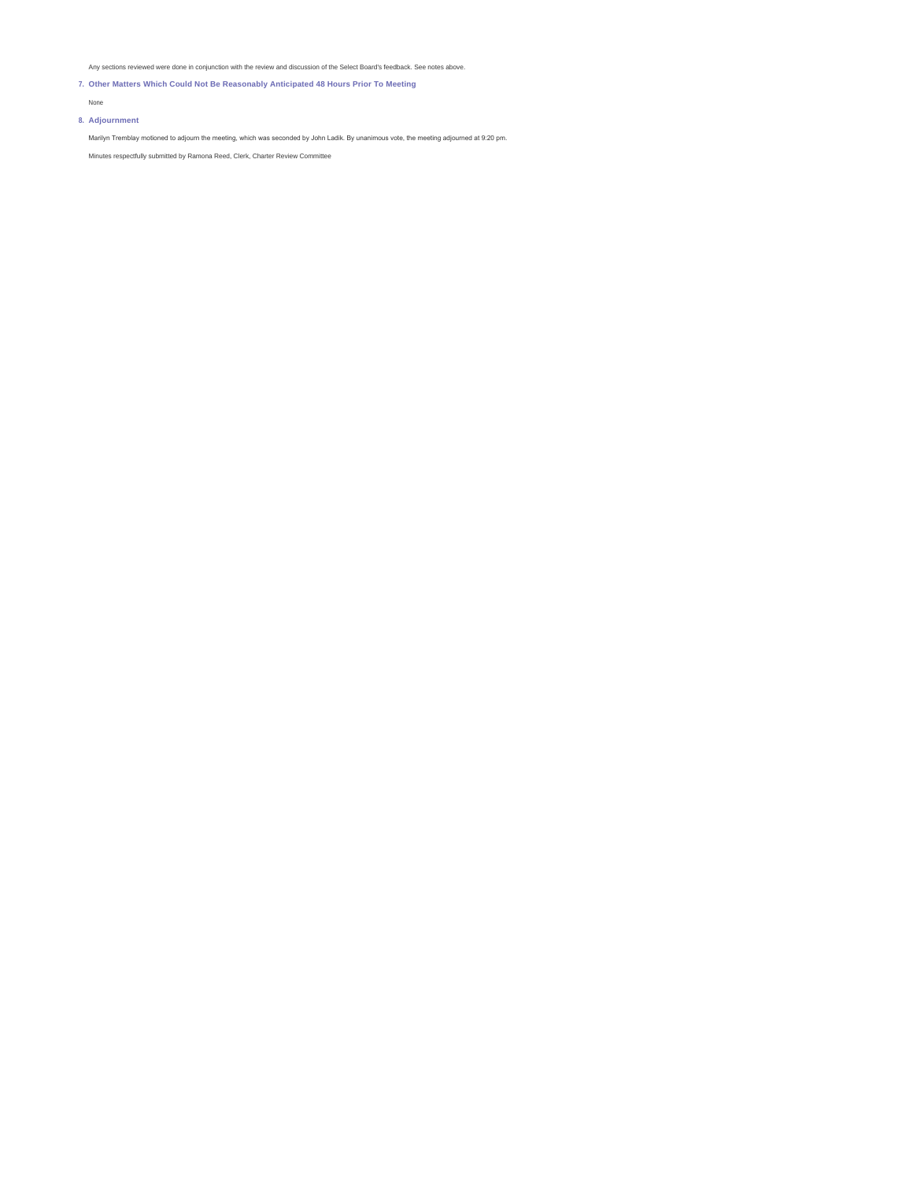Any sections reviewed were done in conjunction with the review and discussion of the Select Board's feedback. See notes above.

## 7. Other Matters Which Could Not Be Reasonably Anticipated 48 Hours Prior To Meeting

None

## 8. Adjournment

Marilyn Tremblay motioned to adjourn the meeting, which was seconded by John Ladik. By unanimous vote, the meeting adjourned at 9:20 pm.

Minutes respectfully submitted by Ramona Reed, Clerk, Charter Review Committee